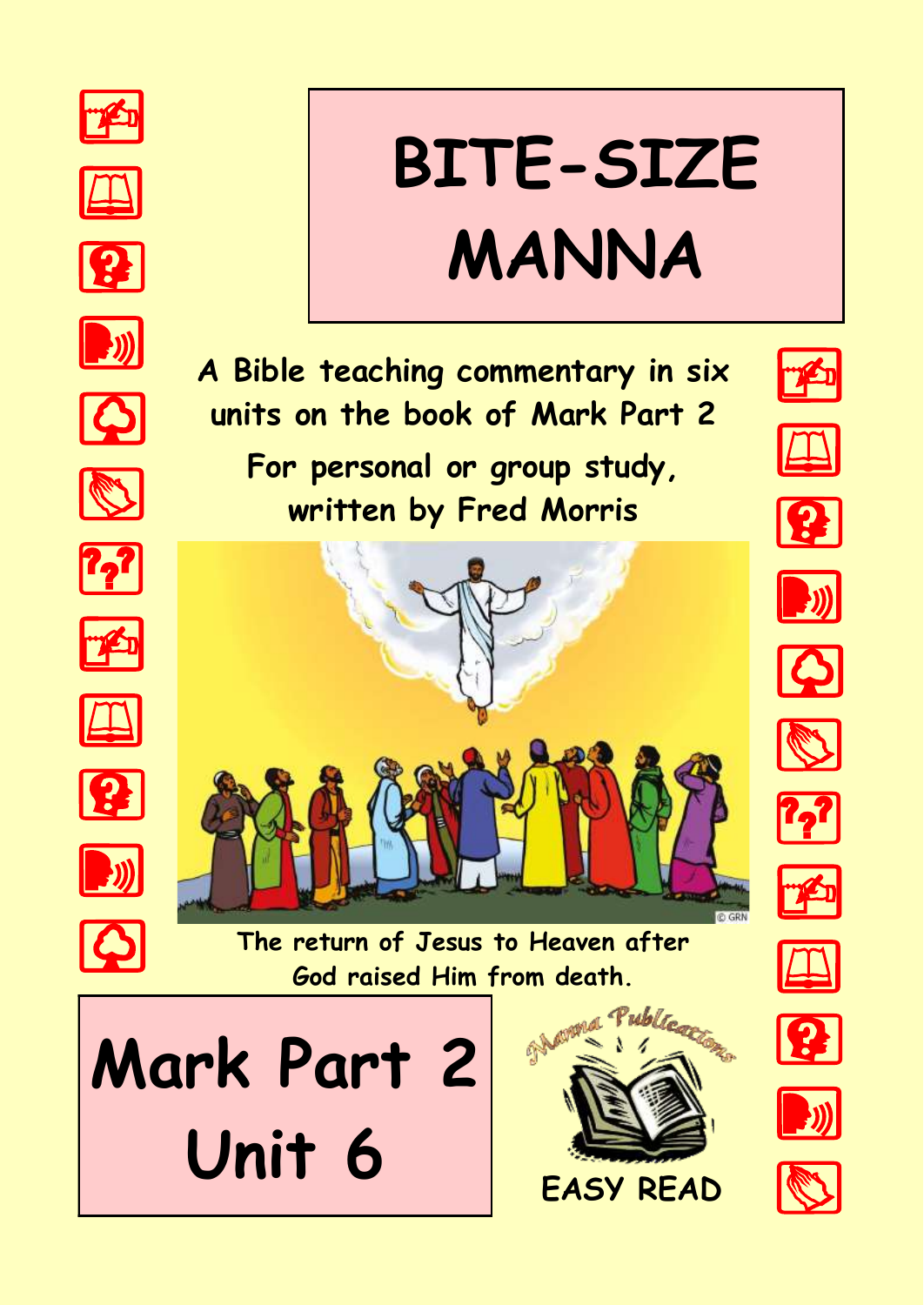# BITE-SIZE MANNA

A Bible teaching commentary in six units on the book of Mark Part 2

For personal or group study, written by Fred Morris

© GRN

The return of Jesus to Heaven after God raised Him from death.

## Mark Part 2 Unit 6

Manna Publications

EASY READ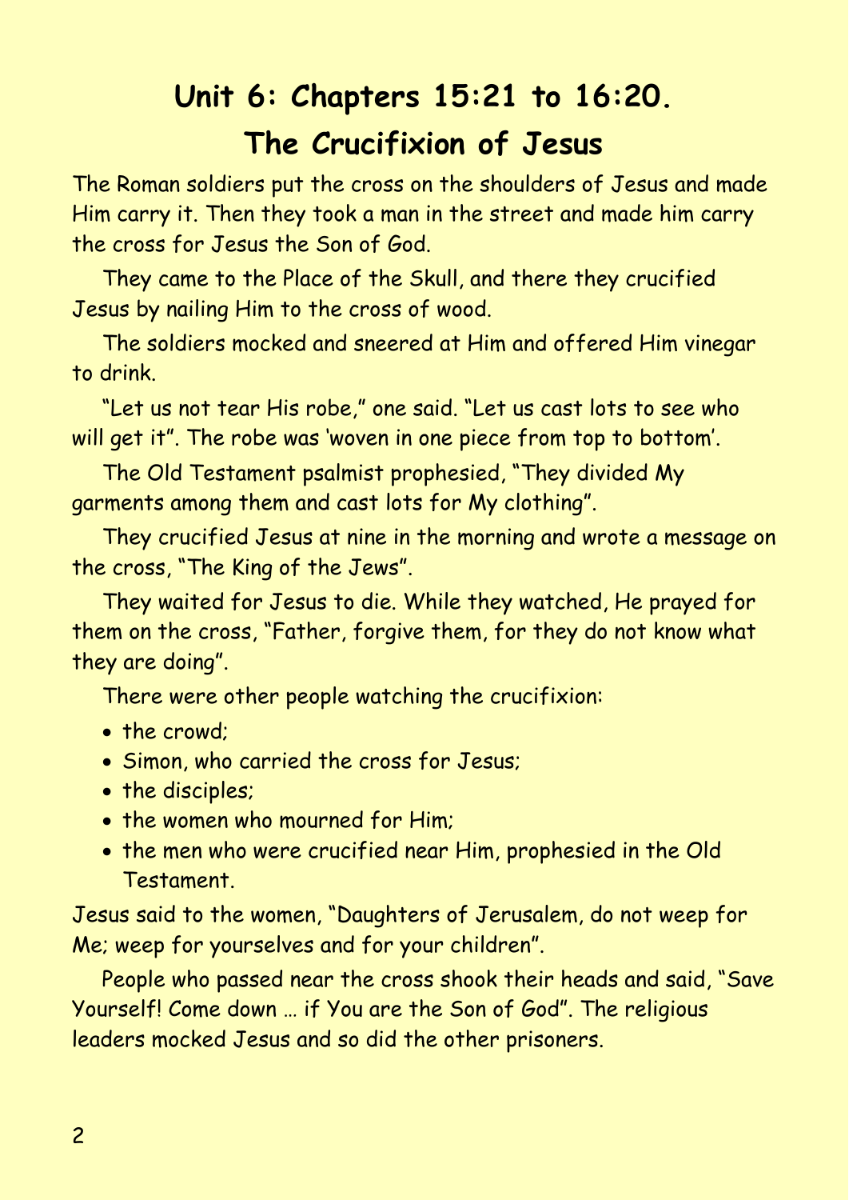# Unit 6: Chapters 15:21 to 16:20.

## The Crucifixion of Jesus

The Roman soldiers put the cross on the shoulders of Jesus and made Him carry it. Then they took a man in the street and made him carry the cross for Jesus the Son of God.

They came to the Place of the Skull, and there they crucified Jesus by nailing Him to the cross of wood.

The soldiers mocked and sneered at Him and offered Him vinegar to drink.

"Let us not tear His robe," one said. "Let us cast lots to see who will get it". The robe was 'woven in one piece from top to bottom'.

The Old Testament psalmist prophesied, "They divided My garments among them and cast lots for My clothing".

They crucified Jesus at nine in the morning and wrote a message on the cross, "The King of the Jews".

They waited for Jesus to die. While they watched, He prayed for them on the cross, "Father, forgive them, for they do not know what they are doing".

There were other people watching the crucifixion:

- the crowd;
- Simon, who carried the cross for Jesus;
- the disciples;
- the women who mourned for Him;
- the men who were crucified near Him, prophesied in the Old Testament.

Jesus said to the women, "Daughters of Jerusalem, do not weep for Me; weep for yourselves and for your children".

People who passed near the cross shook their heads and said, "Save Yourself! Come down … if You are the Son of God". The religious leaders mocked Jesus and so did the other prisoners.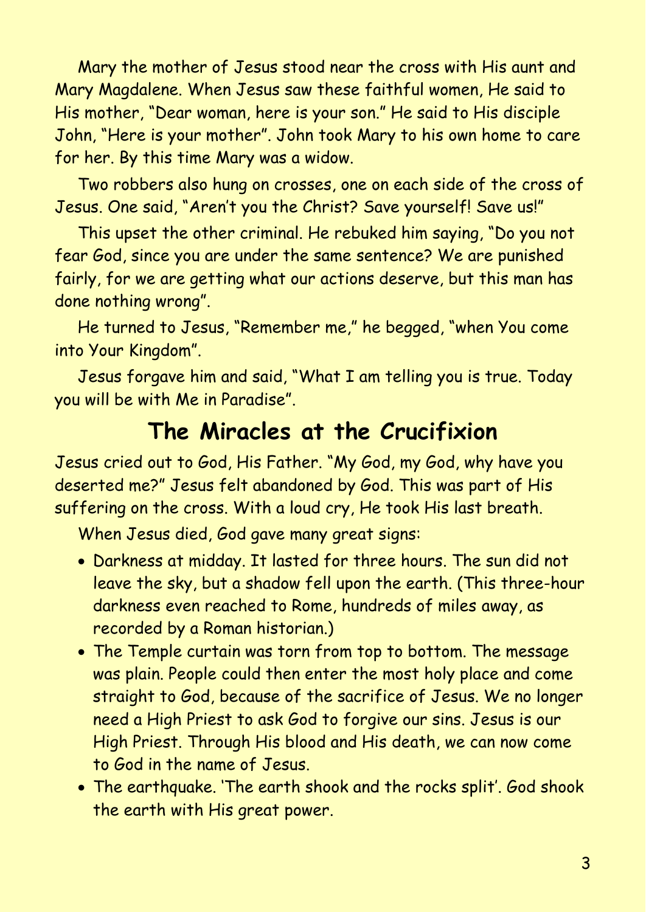Mary the mother of Jesus stood near the cross with His aunt and Mary Magdalene. When Jesus saw these faithful women, He said to His mother, “Dear woman, here is your son.” He said to His disciple John, “Here is your mother”. John took Mary to his own home to care for her. By this time Mary was a widow.

Two robbers also hung on crosses, one on each side of the cross of Jesus. One said, “Aren’t you the Christ? Save yourself! Save us!”

This upset the other criminal. He rebuked him saying, “Do you not fear God, since you are under the same sentence? We are punished fairly, for we are getting what our actions deserve, but this man has done nothing wrong”.

He turned to Jesus, “Remember me,” he begged, “when You come into Your Kingdom”.

Jesus forgave him and said, “What I am telling you is true. Today you will be with Me in Paradise”.

## The Miracles at the Crucifixion

Jesus cried out to God, His Father. “My God, my God, why have you deserted me?” Jesus felt abandoned by God. This was part of His suffering on the cross. With a loud cry, He took His last breath.

When Jesus died, God gave many great signs:

- Darkness at midday. It lasted for three hours. The sun did not leave the sky, but a shadow fell upon the earth. (This three-hour darkness even reached to Rome, hundreds of miles away, as recorded by a Roman historian.)
- The Temple curtain was torn from top to bottom. The message was plain. People could then enter the most holy place and come straight to God, because of the sacrifice of Jesus. We no longer need a High Priest to ask God to forgive our sins. Jesus is our High Priest. Through His blood and His death, we can now come to God in the name of Jesus.
- The earthquake. ‘The earth shook and the rocks split’. God shook the earth with His great power.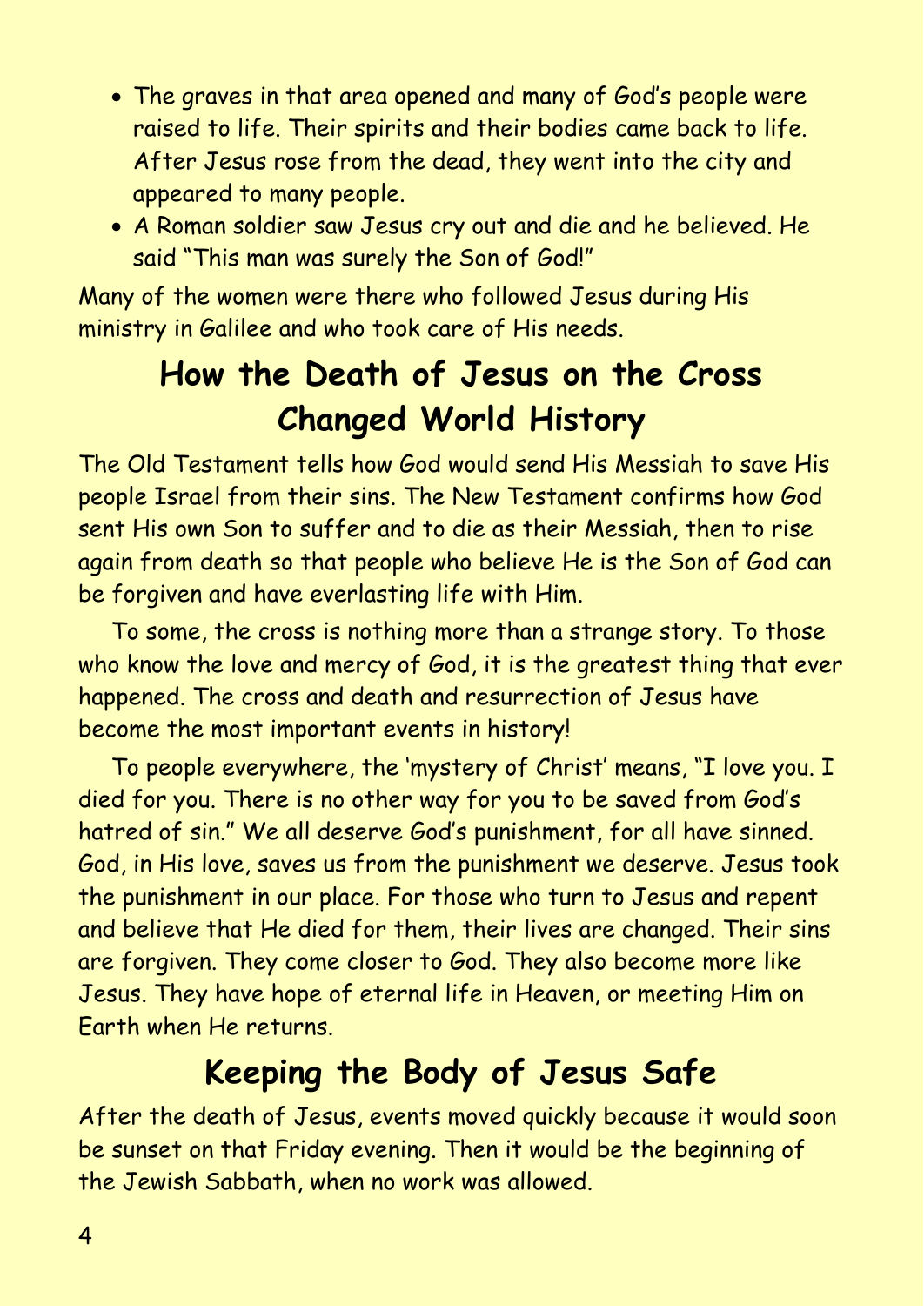- The graves in that area opened and many of God's people were raised to life. Their spirits and their bodies came back to life. After Jesus rose from the dead, they went into the city and appeared to many people.
- A Roman soldier saw Jesus cry out and die and he believed. He said "This man was surely the Son of God!"

Many of the women were there who followed Jesus during His ministry in Galilee and who took care of His needs.

## How the Death of Jesus on the Cross Changed World History

The Old Testament tells how God would send His Messiah to save His people Israel from their sins. The New Testament confirms how God sent His own Son to suffer and to die as their Messiah, then to rise again from death so that people who believe He is the Son of God can be forgiven and have everlasting life with Him.

To some, the cross is nothing more than a strange story. To those who know the love and mercy of God, it is the greatest thing that ever happened. The cross and death and resurrection of Jesus have become the most important events in history!

To people everywhere, the 'mystery of Christ' means, "I love you. I died for you. There is no other way for you to be saved from God's hatred of sin." We all deserve God's punishment, for all have sinned. God, in His love, saves us from the punishment we deserve. Jesus took the punishment in our place. For those who turn to Jesus and repent and believe that He died for them, their lives are changed. Their sins are forgiven. They come closer to God. They also become more like Jesus. They have hope of eternal life in Heaven, or meeting Him on Earth when He returns.

## Keeping the Body of Jesus Safe

After the death of Jesus, events moved quickly because it would soon be sunset on that Friday evening. Then it would be the beginning of the Jewish Sabbath, when no work was allowed.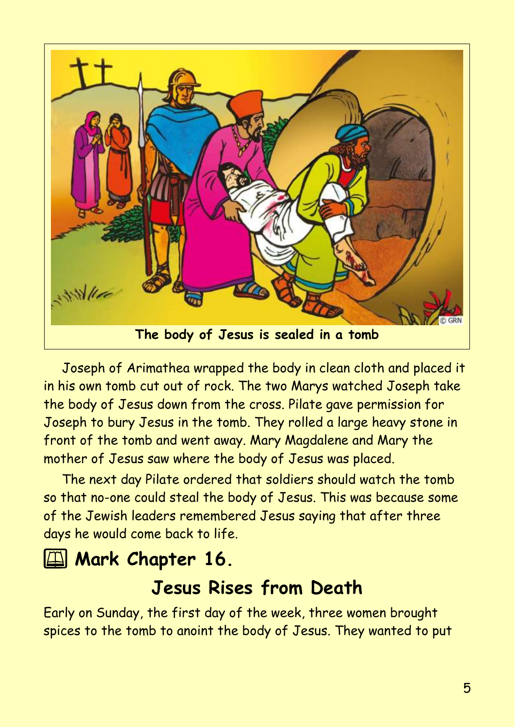The body of Jesus is sealed in a tomb

Joseph of Arimathea wrapped the body in clean cloth and placed it in his own tomb cut out of rock. The two Marys watched Joseph take the body of Jesus down from the cross. Pilate gave permission for Joseph to bury Jesus in the tomb. They rolled a large heavy stone in front of the tomb and went away. Mary Magdalene and Mary the mother of Jesus saw where the body of Jesus was placed.

The next day Pilate ordered that soldiers should watch the tomb so that no-one could steal the body of Jesus. This was because some of the Jewish leaders remembered Jesus saying that after three days he would come back to life.

## 🕮 Mark Chapter 16.

## Jesus Rises from Death

Early on Sunday, the first day of the week, three women brought spices to the tomb to anoint the body of Jesus. They wanted to put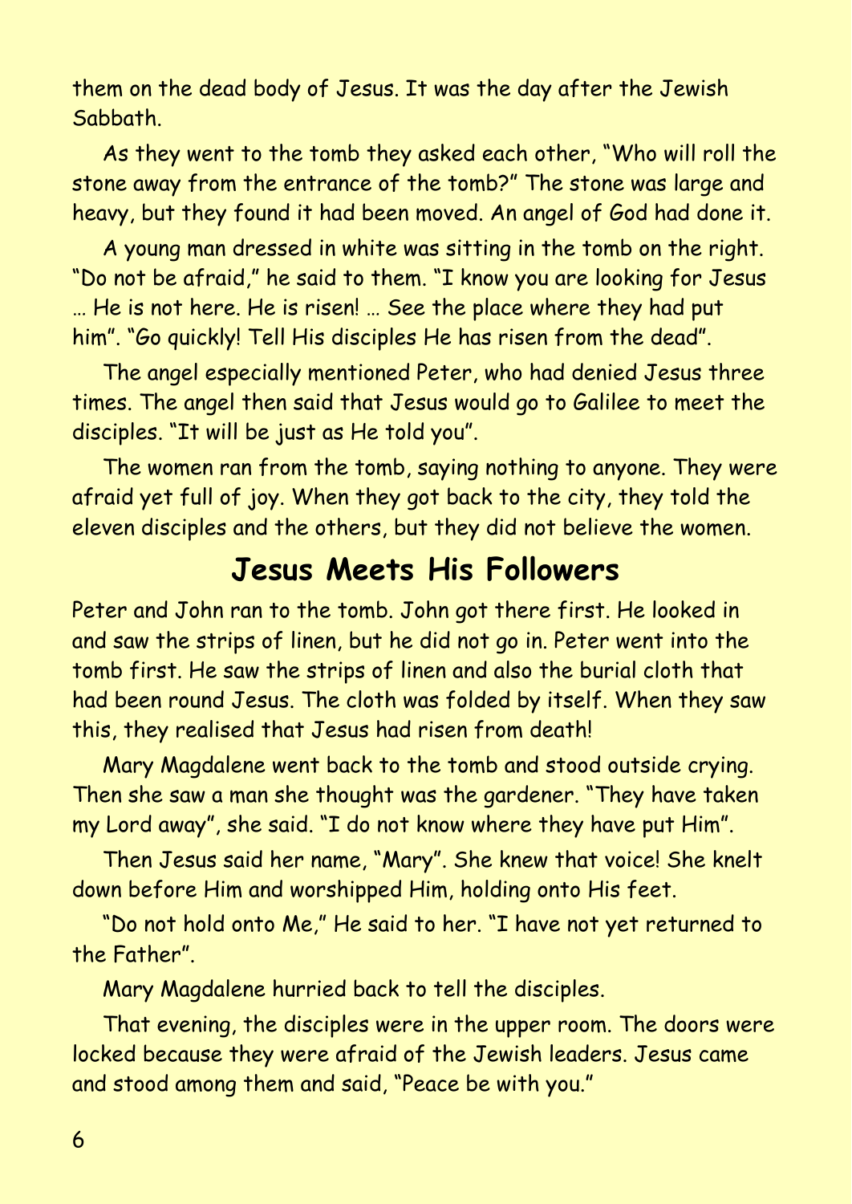them on the dead body of Jesus. It was the day after the Jewish Sabbath.

As they went to the tomb they asked each other, "Who will roll the stone away from the entrance of the tomb?" The stone was large and heavy, but they found it had been moved. An angel of God had done it.

A young man dressed in white was sitting in the tomb on the right. "Do not be afraid," he said to them. "I know you are looking for Jesus … He is not here. He is risen! … See the place where they had put him". "Go quickly! Tell His disciples He has risen from the dead".

The angel especially mentioned Peter, who had denied Jesus three times. The angel then said that Jesus would go to Galilee to meet the disciples. "It will be just as He told you".

The women ran from the tomb, saying nothing to anyone. They were afraid yet full of joy. When they got back to the city, they told the eleven disciples and the others, but they did not believe the women.

## Jesus Meets His Followers

Peter and John ran to the tomb. John got there first. He looked in and saw the strips of linen, but he did not go in. Peter went into the tomb first. He saw the strips of linen and also the burial cloth that had been round Jesus. The cloth was folded by itself. When they saw this, they realised that Jesus had risen from death!

Mary Magdalene went back to the tomb and stood outside crying. Then she saw a man she thought was the gardener. "They have taken my Lord away", she said. "I do not know where they have put Him".

Then Jesus said her name, "Mary". She knew that voice! She knelt down before Him and worshipped Him, holding onto His feet.

"Do not hold onto Me," He said to her. "I have not yet returned to the Father".

Mary Magdalene hurried back to tell the disciples.

That evening, the disciples were in the upper room. The doors were locked because they were afraid of the Jewish leaders. Jesus came and stood among them and said, "Peace be with you."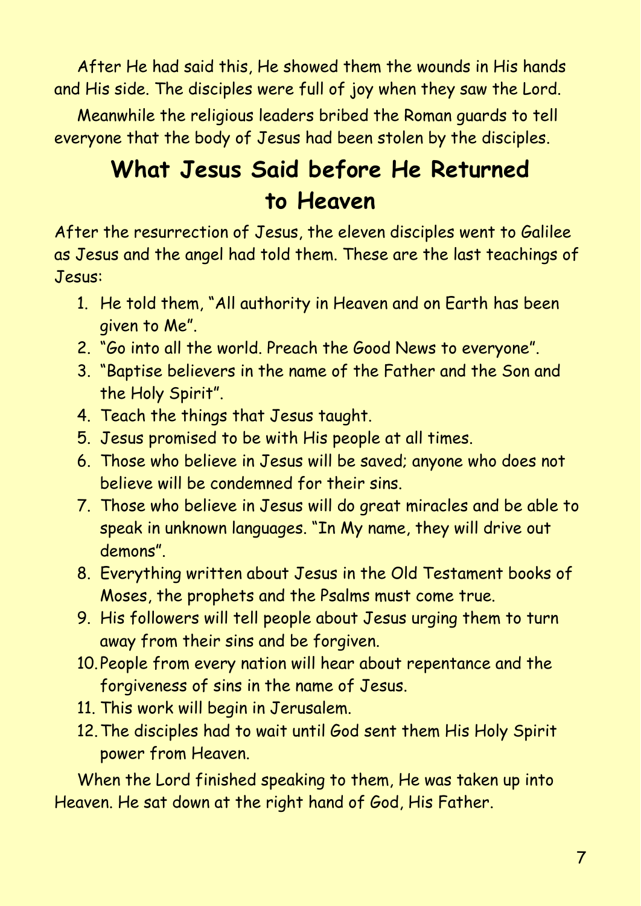After He had said this, He showed them the wounds in His hands and His side. The disciples were full of joy when they saw the Lord.

Meanwhile the religious leaders bribed the Roman guards to tell everyone that the body of Jesus had been stolen by the disciples.

## What Jesus Said before He Returned to Heaven

After the resurrection of Jesus, the eleven disciples went to Galilee as Jesus and the angel had told them. These are the last teachings of Jesus:

1. He told them, "All authority in Heaven and on Earth has been given to Me".
2. "Go into all the world. Preach the Good News to everyone".
3. "Baptise believers in the name of the Father and the Son and the Holy Spirit".
4. Teach the things that Jesus taught.
5. Jesus promised to be with His people at all times.
6. Those who believe in Jesus will be saved; anyone who does not believe will be condemned for their sins.
7. Those who believe in Jesus will do great miracles and be able to speak in unknown languages. "In My name, they will drive out demons".
8. Everything written about Jesus in the Old Testament books of Moses, the prophets and the Psalms must come true.
9. His followers will tell people about Jesus urging them to turn away from their sins and be forgiven.
10. People from every nation will hear about repentance and the forgiveness of sins in the name of Jesus.
11. This work will begin in Jerusalem.
12. The disciples had to wait until God sent them His Holy Spirit power from Heaven.

When the Lord finished speaking to them, He was taken up into Heaven. He sat down at the right hand of God, His Father.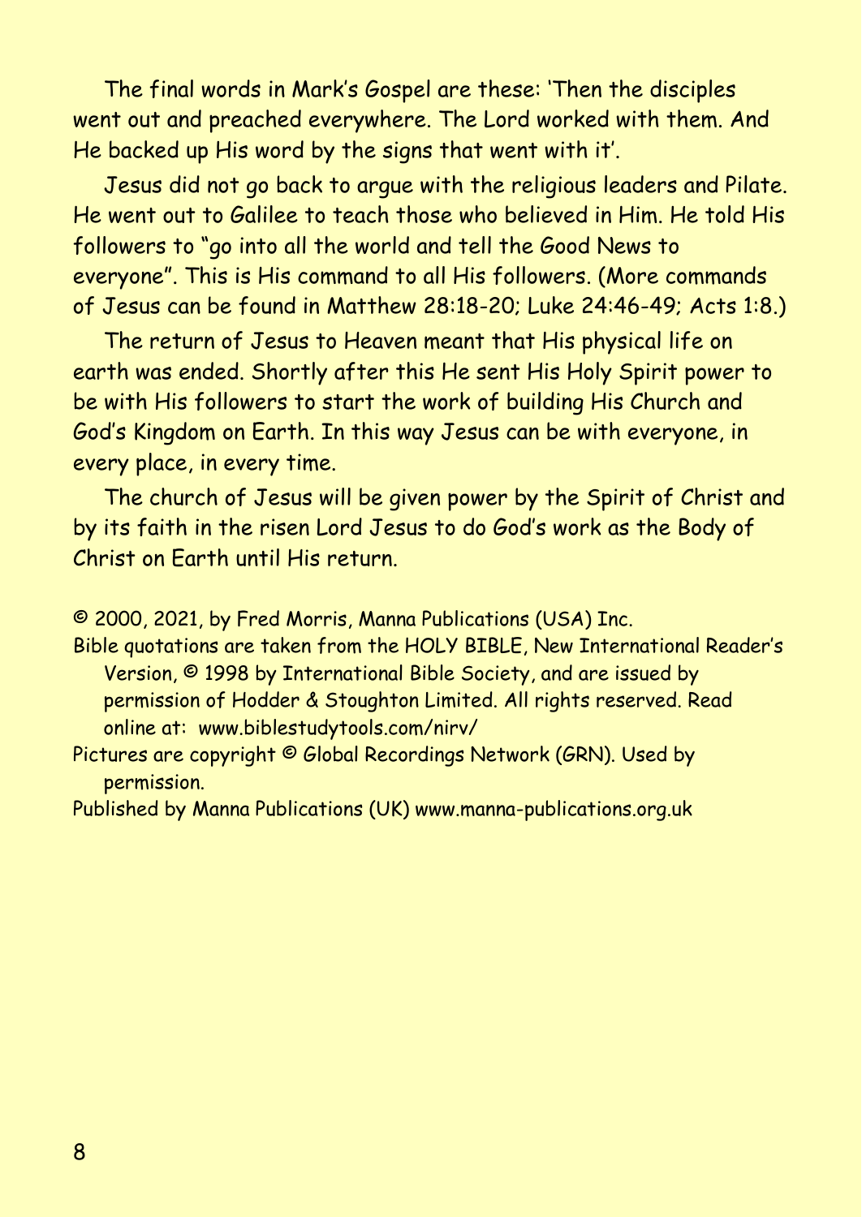The final words in Mark's Gospel are these: 'Then the disciples went out and preached everywhere. The Lord worked with them. And He backed up His word by the signs that went with it'.

Jesus did not go back to argue with the religious leaders and Pilate. He went out to Galilee to teach those who believed in Him. He told His followers to "go into all the world and tell the Good News to everyone". This is His command to all His followers. (More commands of Jesus can be found in Matthew 28:18-20; Luke 24:46-49; Acts 1:8.)

The return of Jesus to Heaven meant that His physical life on earth was ended. Shortly after this He sent His Holy Spirit power to be with His followers to start the work of building His Church and God's Kingdom on Earth. In this way Jesus can be with everyone, in every place, in every time.

The church of Jesus will be given power by the Spirit of Christ and by its faith in the risen Lord Jesus to do God's work as the Body of Christ on Earth until His return.

© 2000, 2021, by Fred Morris, Manna Publications (USA) Inc.

Bible quotations are taken from the HOLY BIBLE, New International Reader's Version, © 1998 by International Bible Society, and are issued by permission of Hodder & Stoughton Limited. All rights reserved. Read online at: www.biblestudytools.com/nirv/

Pictures are copyright © Global Recordings Network (GRN). Used by permission.

Published by Manna Publications (UK) www.manna-publications.org.uk